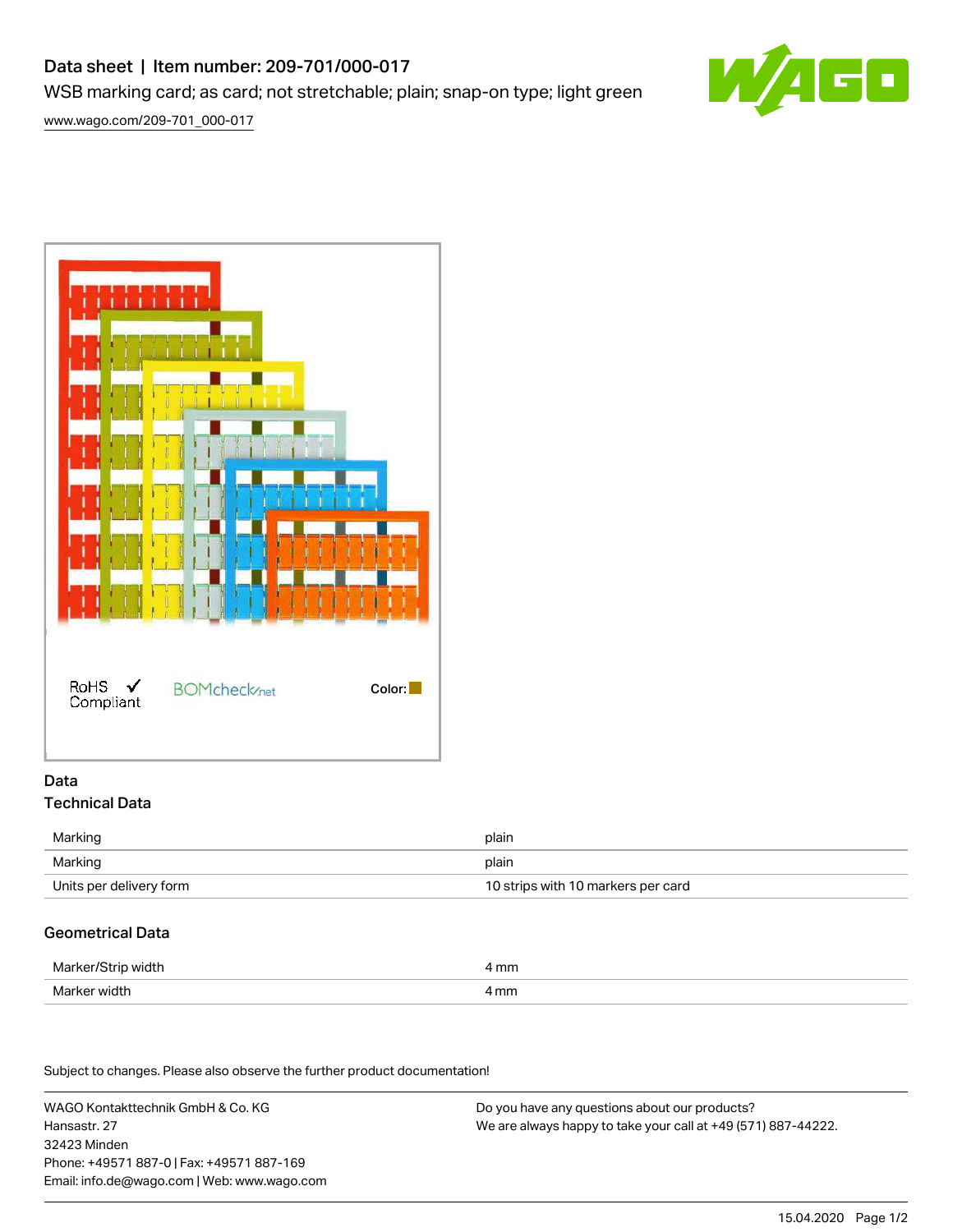# Data sheet | Item number: 209-701/000-017

WSB marking card; as card; not stretchable; plain; snap-on type; light green

www.wago.com/209-701_000-017

RoHS Compliant

BOMcheck.net

Color:

## Data

### Technical Data

| | |
|---|---|
| Marking | plain |
| Marking | plain |
| Units per delivery form | 10 strips with 10 markers per card |

### Geometrical Data

| | |
|---|---|
| Marker/Strip width | 4 mm |
| Marker width | 4 mm |

Subject to changes. Please also observe the further product documentation!

WAGO Kontakttechnik GmbH & Co. KG
Hansastr. 27
32423 Minden
Phone: +49571 887-0 | Fax: +49571 887-169
Email: info.de@wago.com | Web: www.wago.com

Do you have any questions about our products?
We are always happy to take your call at +49 (571) 887-44222.

15.04.2020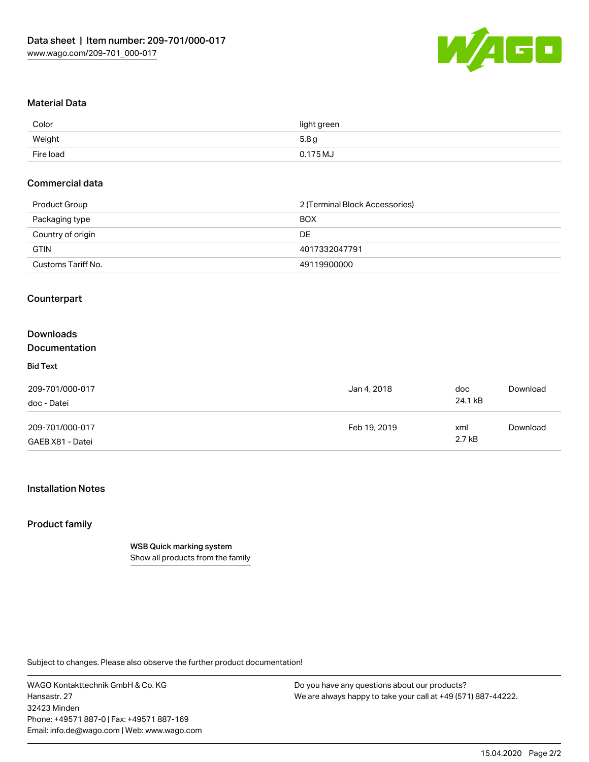## Material Data

| | |
|---|---|
| Color | light green |
| Weight | 5.8 g |
| Fire load | 0.175 MJ |

## Commercial data

| | |
|---|---|
| Product Group | 2 (Terminal Block Accessories) |
| Packaging type | BOX |
| Country of origin | DE |
| GTIN | 4017332047791 |
| Customs Tariff No. | 49119900000 |

## Counterpart

## Downloads
## Documentation

### Bid Text

| | | | |
|---|---|---|---|
| 209-701/000-017<br>doc - Datei | Jan 4, 2018 | doc<br>24.1 kB | Download |
| 209-701/000-017<br>GAEB X81 - Datei | Feb 19, 2019 | xml<br>2.7 kB | Download |

## Installation Notes

## Product family

**WSB Quick marking system**
Show all products from the family

Subject to changes. Please also observe the further product documentation!

WAGO Kontakttechnik GmbH & Co. KG
Hansastr. 27
32423 Minden
Phone: +49571 887-0 | Fax: +49571 887-169
Email: info.de@wago.com | Web: www.wago.com

Do you have any questions about our products?
We are always happy to take your call at +49 (571) 887-44222.